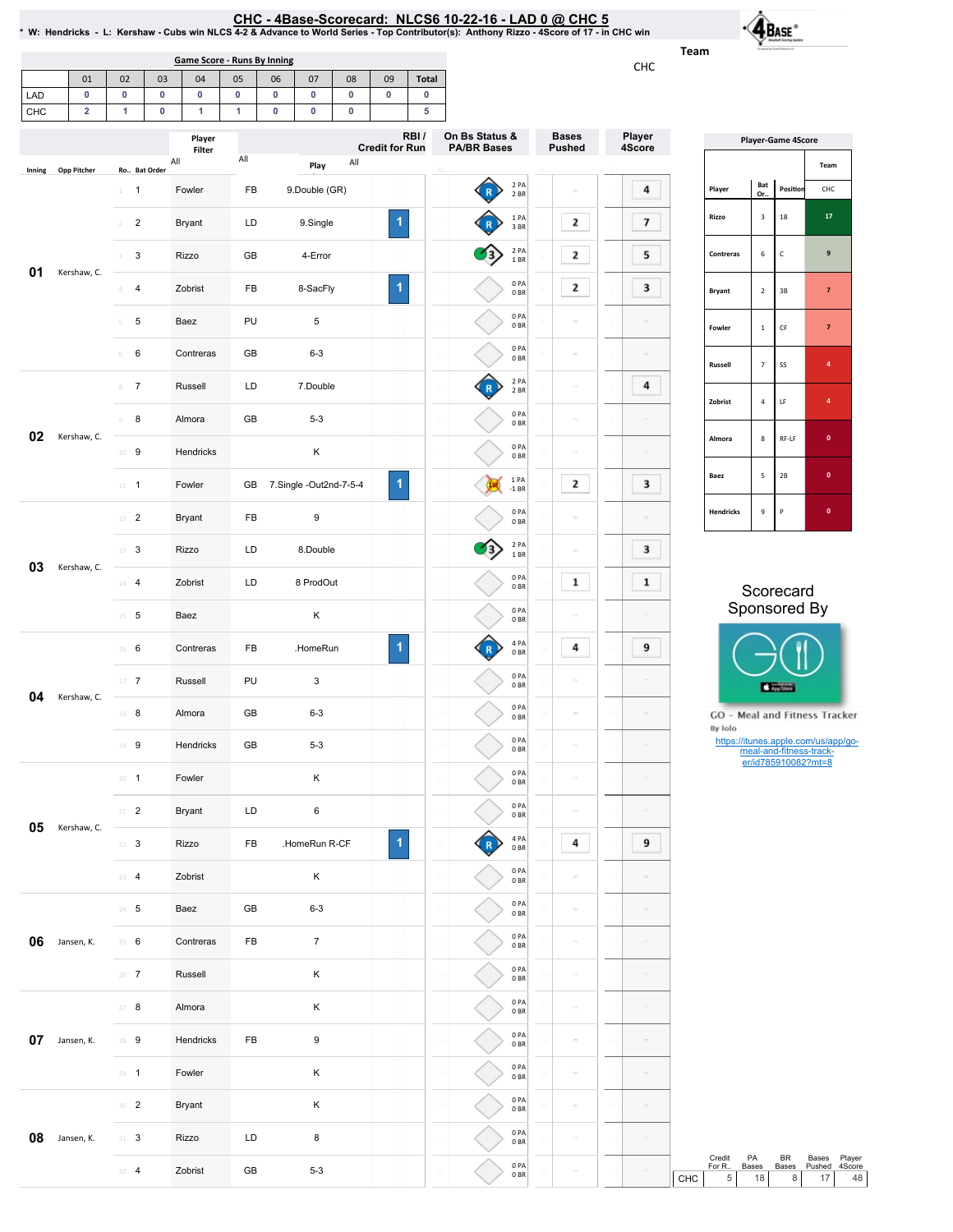# CHC - 4Base-Scorecard: NLCS6 10-22-16 - LAD 0 @ CHC 5

* W: Hendricks - L: Kershaw - Cubs win NLCS 4-2 & Advance to World Series - Top Contributor(s): Anthony Rizzo - 4Score of 17 - in CHC win

Team

CHC

**Game Score - Runs By Inning**

| | 01 | 02 | 03 | 04 | 05 | 06 | 07 | 08 | 09 | Total |
|---|---|---|---|---|---|---|---|---|---|---|
| LAD | 0 | 0 | 0 | 0 | 0 | 0 | 0 | 0 | 0 | 0 |
| CHC | 2 | 1 | 0 | 1 | 1 | 0 | 0 | 0 | | 5 |

| Inning | Opp Pitcher | Ro.. | Bat Order | Player Filter | | Play | RBI / Credit for Run | On Bs Status & PA/BR Bases | Bases Pushed | Player 4Score |
|---|---|---|---|---|---|---|---|---|---|---|
| 01 | Kershaw, C. | 1 | 1 | Fowler | FB | 9.Double (GR) | | R 2 PA 2 BR | | 4 |
| | | 2 | 2 | Bryant | LD | 9.Single | 1 | R 1 PA 3 BR | 2 | 7 |
| | | 3 | 3 | Rizzo | GB | 4-Error | | 3 2 PA 1 BR | 2 | 5 |
| | | 4 | 4 | Zobrist | FB | 8-SacFly | 1 | 0 PA 0 BR | 2 | 3 |
| | | 5 | 5 | Baez | PU | 5 | | 0 PA 0 BR | | |
| | | 6 | 6 | Contreras | GB | 6-3 | | 0 PA 0 BR | | |
| 02 | Kershaw, C. | 8 | 7 | Russell | LD | 7.Double | | R 2 PA 2 BR | | 4 |
| | | 9 | 8 | Almora | GB | 5-3 | | 0 PA 0 BR | | |
| | | 10 | 9 | Hendricks | | K | | 0 PA 0 BR | | |
| | | 11 | 1 | Fowler | GB | 7.Single -Out2nd-7-5-4 | 1 | 1 PA -1 BR | 2 | 3 |
| 03 | Kershaw, C. | 12 | 2 | Bryant | FB | 9 | | 0 PA 0 BR | | |
| | | 13 | 3 | Rizzo | LD | 8.Double | | 3 2 PA 1 BR | | 3 |
| | | 14 | 4 | Zobrist | LD | 8 ProdOut | | 0 PA 0 BR | 1 | 1 |
| | | 15 | 5 | Baez | | K | | 0 PA 0 BR | | |
| 04 | Kershaw, C. | 16 | 6 | Contreras | FB | .HomeRun | 1 | R 4 PA 0 BR | 4 | 9 |
| | | 17 | 7 | Russell | PU | 3 | | 0 PA 0 BR | | |
| | | 18 | 8 | Almora | GB | 6-3 | | 0 PA 0 BR | | |
| | | 19 | 9 | Hendricks | GB | 5-3 | | 0 PA 0 BR | | |
| 05 | Kershaw, C. | 20 | 1 | Fowler | | K | | 0 PA 0 BR | | |
| | | 21 | 2 | Bryant | LD | 6 | | 0 PA 0 BR | | |
| | | 22 | 3 | Rizzo | FB | .HomeRun R-CF | 1 | R 4 PA 0 BR | 4 | 9 |
| | | 23 | 4 | Zobrist | | K | | 0 PA 0 BR | | |
| 06 | Jansen, K. | 24 | 5 | Baez | GB | 6-3 | | 0 PA 0 BR | | |
| | | 25 | 6 | Contreras | FB | 7 | | 0 PA 0 BR | | |
| | | 26 | 7 | Russell | | K | | 0 PA 0 BR | | |
| 07 | Jansen, K. | 27 | 8 | Almora | | K | | 0 PA 0 BR | | |
| | | 28 | 9 | Hendricks | FB | 9 | | 0 PA 0 BR | | |
| | | 29 | 1 | Fowler | | K | | 0 PA 0 BR | | |
| 08 | Jansen, K. | 30 | 2 | Bryant | | K | | 0 PA 0 BR | | |
| | | 31 | 3 | Rizzo | LD | 8 | | 0 PA 0 BR | | |
| | | 32 | 4 | Zobrist | GB | 5-3 | | 0 PA 0 BR | | |

**Player-Game 4Score**

| Player | Bat Or.. | Position | CHC |
|---|---|---|---|
| Rizzo | 3 | 1B | 17 |
| Contreras | 6 | C | 9 |
| Bryant | 2 | 3B | 7 |
| Fowler | 1 | CF | 7 |
| Russell | 7 | SS | 4 |
| Zobrist | 4 | LF | 4 |
| Almora | 8 | RF-LF | 0 |
| Baez | 5 | 2B | 0 |
| Hendricks | 9 | P | 0 |

Scorecard Sponsored By

GO - Meal and Fitness Tracker
By Iolo
https://itunes.apple.com/us/app/go-meal-and-fitness-track-er/id785910082?mt=8

| | Credit For R.. | PA Bases | BR Bases | Bases Pushed | Player 4Score |
|---|---|---|---|---|---|
| CHC | 5 | 18 | 8 | 17 | 48 |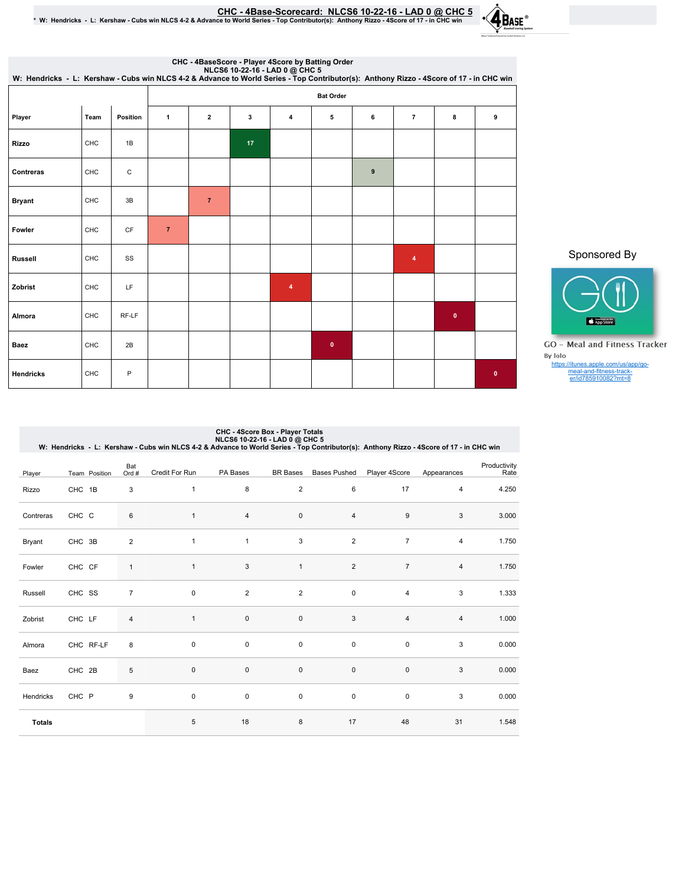# CHC - 4Base-Scorecard: NLCS6 10-22-16 - LAD 0 @ CHC 5

\* W: Hendricks - L: Kershaw - Cubs win NLCS 4-2 & Advance to World Series - Top Contributor(s): Anthony Rizzo - 4Score of 17 - in CHC win

## CHC - 4BaseScore - Player 4Score by Batting Order

NLCS6 10-22-16 - LAD 0 @ CHC 5

W: Hendricks - L: Kershaw - Cubs win NLCS 4-2 & Advance to World Series - Top Contributor(s): Anthony Rizzo - 4Score of 17 - in CHC win

| Player | Team | Position | Bat Order 1 | 2 | 3 | 4 | 5 | 6 | 7 | 8 | 9 |
|---|---|---|---|---|---|---|---|---|---|---|---|
| Rizzo | CHC | 1B | | | 17 | | | | | | |
| Contreras | CHC | C | | | | | | 9 | | | |
| Bryant | CHC | 3B | | 7 | | | | | | | |
| Fowler | CHC | CF | 7 | | | | | | | | |
| Russell | CHC | SS | | | | | | | 4 | | |
| Zobrist | CHC | LF | | | | 4 | | | | | |
| Almora | CHC | RF-LF | | | | | | | | 0 | |
| Baez | CHC | 2B | | | | | 0 | | | | |
| Hendricks | CHC | P | | | | | | | | | 0 |

Sponsored By

GO – Meal and Fitness Tracker

By Iolo

https://itunes.apple.com/us/app/go-meal-and-fitness-tracker/id785910082?mt=8

## CHC - 4Score Box - Player Totals

NLCS6 10-22-16 - LAD 0 @ CHC 5

W: Hendricks - L: Kershaw - Cubs win NLCS 4-2 & Advance to World Series - Top Contributor(s): Anthony Rizzo - 4Score of 17 - in CHC win

| Player | Team | Position | Bat Ord # | Credit For Run | PA Bases | BR Bases | Bases Pushed | Player 4Score | Appearances | Productivity Rate |
|---|---|---|---|---|---|---|---|---|---|---|
| Rizzo | CHC | 1B | 3 | 1 | 8 | 2 | 6 | 17 | 4 | 4.250 |
| Contreras | CHC | C | 6 | 1 | 4 | 0 | 4 | 9 | 3 | 3.000 |
| Bryant | CHC | 3B | 2 | 1 | 1 | 3 | 2 | 7 | 4 | 1.750 |
| Fowler | CHC | CF | 1 | 1 | 3 | 1 | 2 | 7 | 4 | 1.750 |
| Russell | CHC | SS | 7 | 0 | 2 | 2 | 0 | 4 | 3 | 1.333 |
| Zobrist | CHC | LF | 4 | 1 | 0 | 0 | 3 | 4 | 4 | 1.000 |
| Almora | CHC | RF-LF | 8 | 0 | 0 | 0 | 0 | 0 | 3 | 0.000 |
| Baez | CHC | 2B | 5 | 0 | 0 | 0 | 0 | 0 | 3 | 0.000 |
| Hendricks | CHC | P | 9 | 0 | 0 | 0 | 0 | 0 | 3 | 0.000 |
| **Totals** | | | | 5 | 18 | 8 | 17 | 48 | 31 | 1.548 |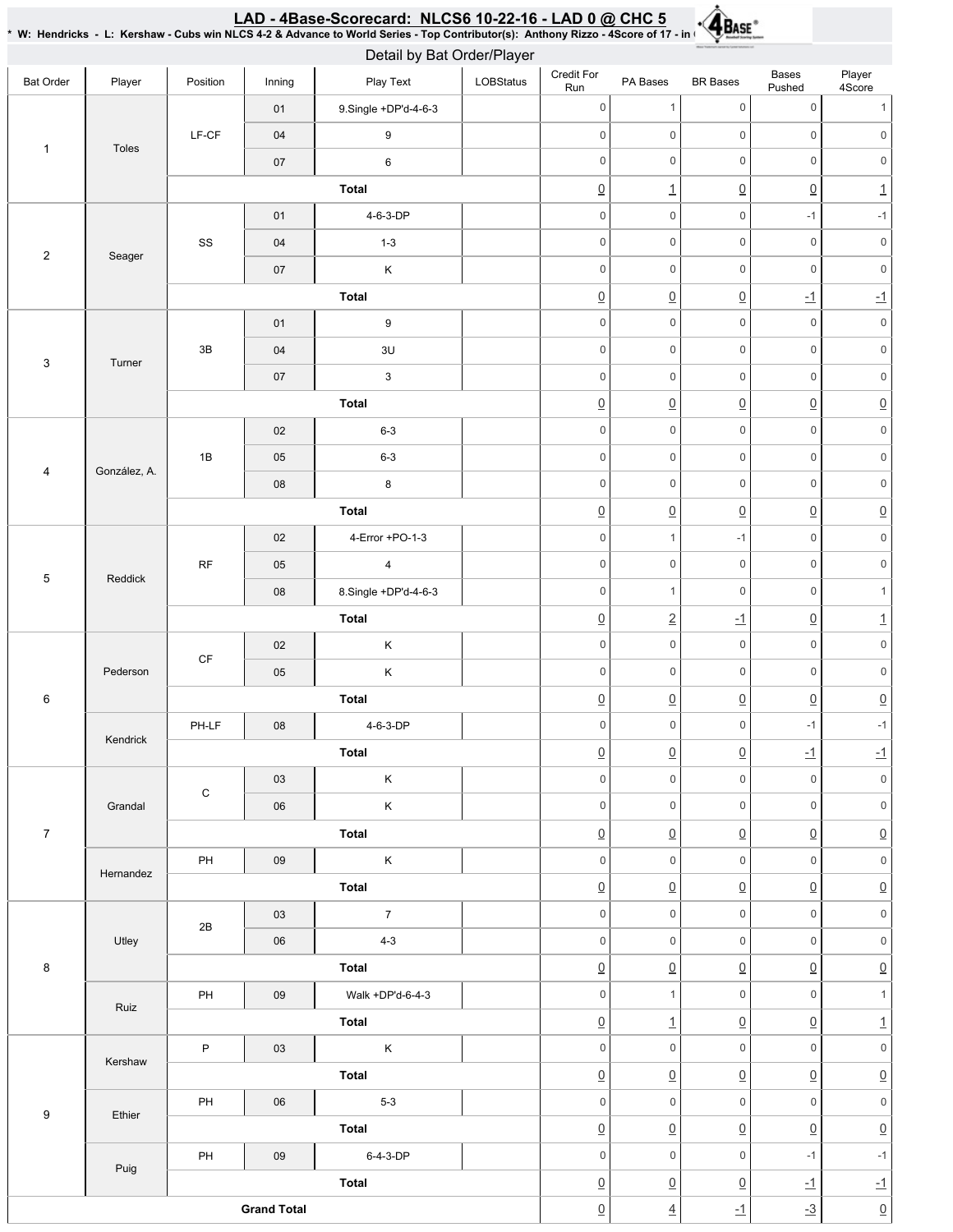# LAD - 4Base-Scorecard: NLCS6 10-22-16 - LAD 0 @ CHC 5

**\* W: Hendricks - L: Kershaw - Cubs win NLCS 4-2 & Advance to World Series - Top Contributor(s): Anthony Rizzo - 4Score of 17 - in (**

## Detail by Bat Order/Player

| Bat Order | Player | Position | Inning | Play Text | LOBStatus | Credit For Run | PA Bases | BR Bases | Bases Pushed | Player 4Score |
|---|---|---|---|---|---|---|---|---|---|---|
| 1 | Toles | LF-CF | 01 | 9.Single +DP'd-4-6-3 | | 0 | 1 | 0 | 0 | 1 |
| | | | 04 | 9 | | 0 | 0 | 0 | 0 | 0 |
| | | | 07 | 6 | | 0 | 0 | 0 | 0 | 0 |
| | | Total | | | | 0 | 1 | 0 | 0 | 1 |
| 2 | Seager | SS | 01 | 4-6-3-DP | | 0 | 0 | 0 | -1 | -1 |
| | | | 04 | 1-3 | | 0 | 0 | 0 | 0 | 0 |
| | | | 07 | K | | 0 | 0 | 0 | 0 | 0 |
| | | Total | | | | 0 | 0 | 0 | -1 | -1 |
| 3 | Turner | 3B | 01 | 9 | | 0 | 0 | 0 | 0 | 0 |
| | | | 04 | 3U | | 0 | 0 | 0 | 0 | 0 |
| | | | 07 | 3 | | 0 | 0 | 0 | 0 | 0 |
| | | Total | | | | 0 | 0 | 0 | 0 | 0 |
| 4 | González, A. | 1B | 02 | 6-3 | | 0 | 0 | 0 | 0 | 0 |
| | | | 05 | 6-3 | | 0 | 0 | 0 | 0 | 0 |
| | | | 08 | 8 | | 0 | 0 | 0 | 0 | 0 |
| | | Total | | | | 0 | 0 | 0 | 0 | 0 |
| 5 | Reddick | RF | 02 | 4-Error +PO-1-3 | | 0 | 1 | -1 | 0 | 0 |
| | | | 05 | 4 | | 0 | 0 | 0 | 0 | 0 |
| | | | 08 | 8.Single +DP'd-4-6-3 | | 0 | 1 | 0 | 0 | 1 |
| | | Total | | | | 0 | 2 | -1 | 0 | 1 |
| 6 | Pederson | CF | 02 | K | | 0 | 0 | 0 | 0 | 0 |
| | | | 05 | K | | 0 | 0 | 0 | 0 | 0 |
| | | Total | | | | 0 | 0 | 0 | 0 | 0 |
| | Kendrick | PH-LF | 08 | 4-6-3-DP | | 0 | 0 | 0 | -1 | -1 |
| | | Total | | | | 0 | 0 | 0 | -1 | -1 |
| 7 | Grandal | C | 03 | K | | 0 | 0 | 0 | 0 | 0 |
| | | | 06 | K | | 0 | 0 | 0 | 0 | 0 |
| | | Total | | | | 0 | 0 | 0 | 0 | 0 |
| | Hernandez | PH | 09 | K | | 0 | 0 | 0 | 0 | 0 |
| | | Total | | | | 0 | 0 | 0 | 0 | 0 |
| 8 | Utley | 2B | 03 | 7 | | 0 | 0 | 0 | 0 | 0 |
| | | | 06 | 4-3 | | 0 | 0 | 0 | 0 | 0 |
| | | Total | | | | 0 | 0 | 0 | 0 | 0 |
| | Ruiz | PH | 09 | Walk +DP'd-6-4-3 | | 0 | 1 | 0 | 0 | 1 |
| | | Total | | | | 0 | 1 | 0 | 0 | 1 |
| 9 | Kershaw | P | 03 | K | | 0 | 0 | 0 | 0 | 0 |
| | | Total | | | | 0 | 0 | 0 | 0 | 0 |
| | Ethier | PH | 06 | 5-3 | | 0 | 0 | 0 | 0 | 0 |
| | | Total | | | | 0 | 0 | 0 | 0 | 0 |
| | Puig | PH | 09 | 6-4-3-DP | | 0 | 0 | 0 | -1 | -1 |
| | | Total | | | | 0 | 0 | 0 | -1 | -1 |
| Grand Total | | | | | | 0 | 4 | -1 | -3 | 0 |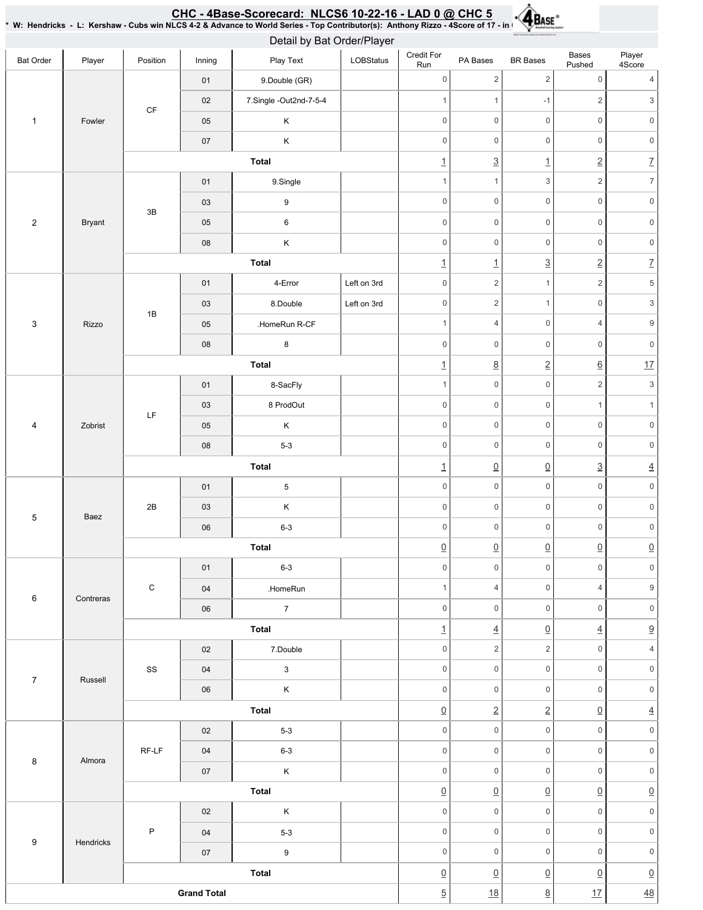## CHC - 4Base-Scorecard: NLCS6 10-22-16 - LAD 0 @ CHC 5

* W: Hendricks - L: Kershaw - Cubs win NLCS 4-2 & Advance to World Series - Top Contributor(s): Anthony Rizzo - 4Score of 17 - in (

### Detail by Bat Order/Player

| Bat Order | Player | Position | Inning | Play Text | LOBStatus | Credit For Run | PA Bases | BR Bases | Bases Pushed | Player 4Score |
|---|---|---|---|---|---|---|---|---|---|---|
| 1 | Fowler | CF | 01 | 9.Double (GR) | | 0 | 2 | 2 | 0 | 4 |
| | | | 02 | 7.Single -Out2nd-7-5-4 | | 1 | 1 | -1 | 2 | 3 |
| | | | 05 | K | | 0 | 0 | 0 | 0 | 0 |
| | | | 07 | K | | 0 | 0 | 0 | 0 | 0 |
| | | | | **Total** | | 1 | 3 | 1 | 2 | 7 |
| 2 | Bryant | 3B | 01 | 9.Single | | 1 | 1 | 3 | 2 | 7 |
| | | | 03 | 9 | | 0 | 0 | 0 | 0 | 0 |
| | | | 05 | 6 | | 0 | 0 | 0 | 0 | 0 |
| | | | 08 | K | | 0 | 0 | 0 | 0 | 0 |
| | | | | **Total** | | 1 | 1 | 3 | 2 | 7 |
| 3 | Rizzo | 1B | 01 | 4-Error | Left on 3rd | 0 | 2 | 1 | 2 | 5 |
| | | | 03 | 8.Double | Left on 3rd | 0 | 2 | 1 | 0 | 3 |
| | | | 05 | .HomeRun R-CF | | 1 | 4 | 0 | 4 | 9 |
| | | | 08 | 8 | | 0 | 0 | 0 | 0 | 0 |
| | | | | **Total** | | 1 | 8 | 2 | 6 | 17 |
| 4 | Zobrist | LF | 01 | 8-SacFly | | 1 | 0 | 0 | 2 | 3 |
| | | | 03 | 8 ProdOut | | 0 | 0 | 0 | 1 | 1 |
| | | | 05 | K | | 0 | 0 | 0 | 0 | 0 |
| | | | 08 | 5-3 | | 0 | 0 | 0 | 0 | 0 |
| | | | | **Total** | | 1 | 0 | 0 | 3 | 4 |
| 5 | Baez | 2B | 01 | 5 | | 0 | 0 | 0 | 0 | 0 |
| | | | 03 | K | | 0 | 0 | 0 | 0 | 0 |
| | | | 06 | 6-3 | | 0 | 0 | 0 | 0 | 0 |
| | | | | **Total** | | 0 | 0 | 0 | 0 | 0 |
| 6 | Contreras | C | 01 | 6-3 | | 0 | 0 | 0 | 0 | 0 |
| | | | 04 | .HomeRun | | 1 | 4 | 0 | 4 | 9 |
| | | | 06 | 7 | | 0 | 0 | 0 | 0 | 0 |
| | | | | **Total** | | 1 | 4 | 0 | 4 | 9 |
| 7 | Russell | SS | 02 | 7.Double | | 0 | 2 | 2 | 0 | 4 |
| | | | 04 | 3 | | 0 | 0 | 0 | 0 | 0 |
| | | | 06 | K | | 0 | 0 | 0 | 0 | 0 |
| | | | | **Total** | | 0 | 2 | 2 | 0 | 4 |
| 8 | Almora | RF-LF | 02 | 5-3 | | 0 | 0 | 0 | 0 | 0 |
| | | | 04 | 6-3 | | 0 | 0 | 0 | 0 | 0 |
| | | | 07 | K | | 0 | 0 | 0 | 0 | 0 |
| | | | | **Total** | | 0 | 0 | 0 | 0 | 0 |
| 9 | Hendricks | P | 02 | K | | 0 | 0 | 0 | 0 | 0 |
| | | | 04 | 5-3 | | 0 | 0 | 0 | 0 | 0 |
| | | | 07 | 9 | | 0 | 0 | 0 | 0 | 0 |
| | | | | **Total** | | 0 | 0 | 0 | 0 | 0 |
| **Grand Total** | | | | | | 5 | 18 | 8 | 17 | 48 |